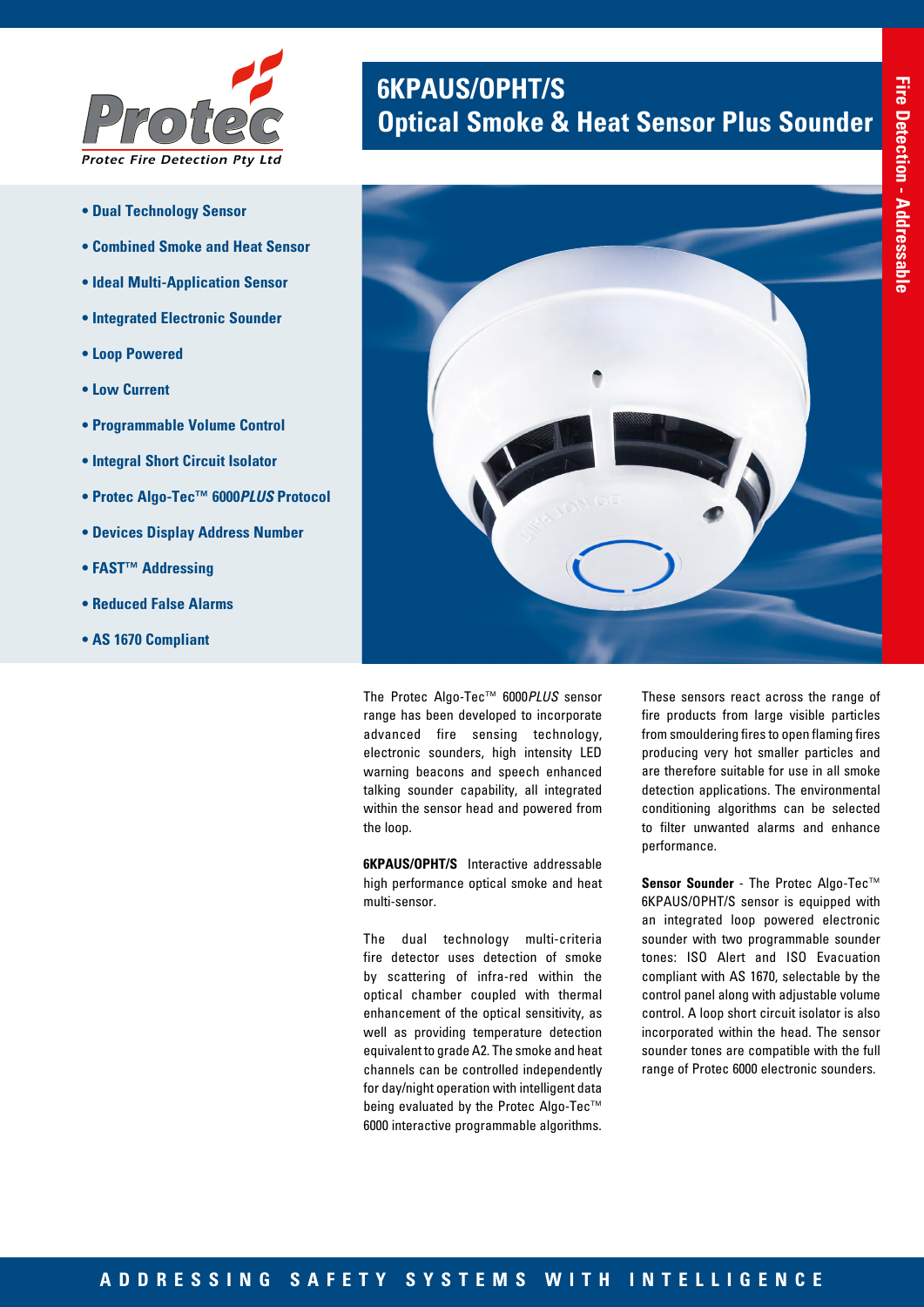Protec Fire Detection Pty Ltd

Fire Detection - Addressable

# 6KPAUS/OPHT/S
## Optical Smoke & Heat Sensor Plus Sounder

- **Dual Technology Sensor**
- **Combined Smoke and Heat Sensor**
- **Ideal Multi-Application Sensor**
- **Integrated Electronic Sounder**
- **Loop Powered**
- **Low Current**
- **Programmable Volume Control**
- **Integral Short Circuit Isolator**
- **Protec Algo-Tec™ 6000*PLUS* Protocol**
- **Devices Display Address Number**
- **FAST™ Addressing**
- **Reduced False Alarms**
- **AS 1670 Compliant**

The Protec Algo-Tec™ 6000*PLUS* sensor range has been developed to incorporate advanced fire sensing technology, electronic sounders, high intensity LED warning beacons and speech enhanced talking sounder capability, all integrated within the sensor head and powered from the loop.

**6KPAUS/OPHT/S** Interactive addressable high performance optical smoke and heat multi-sensor.

The dual technology multi-criteria fire detector uses detection of smoke by scattering of infra-red within the optical chamber coupled with thermal enhancement of the optical sensitivity, as well as providing temperature detection equivalent to grade A2. The smoke and heat channels can be controlled independently for day/night operation with intelligent data being evaluated by the Protec Algo-Tec™ 6000 interactive programmable algorithms.

These sensors react across the range of fire products from large visible particles from smouldering fires to open flaming fires producing very hot smaller particles and are therefore suitable for use in all smoke detection applications. The environmental conditioning algorithms can be selected to filter unwanted alarms and enhance performance.

**Sensor Sounder** - The Protec Algo-Tec™ 6KPAUS/OPHT/S sensor is equipped with an integrated loop powered electronic sounder with two programmable sounder tones: ISO Alert and ISO Evacuation compliant with AS 1670, selectable by the control panel along with adjustable volume control. A loop short circuit isolator is also incorporated within the head. The sensor sounder tones are compatible with the full range of Protec 6000 electronic sounders.

**ADDRESSING SAFETY SYSTEMS WITH INTELLIGENCE**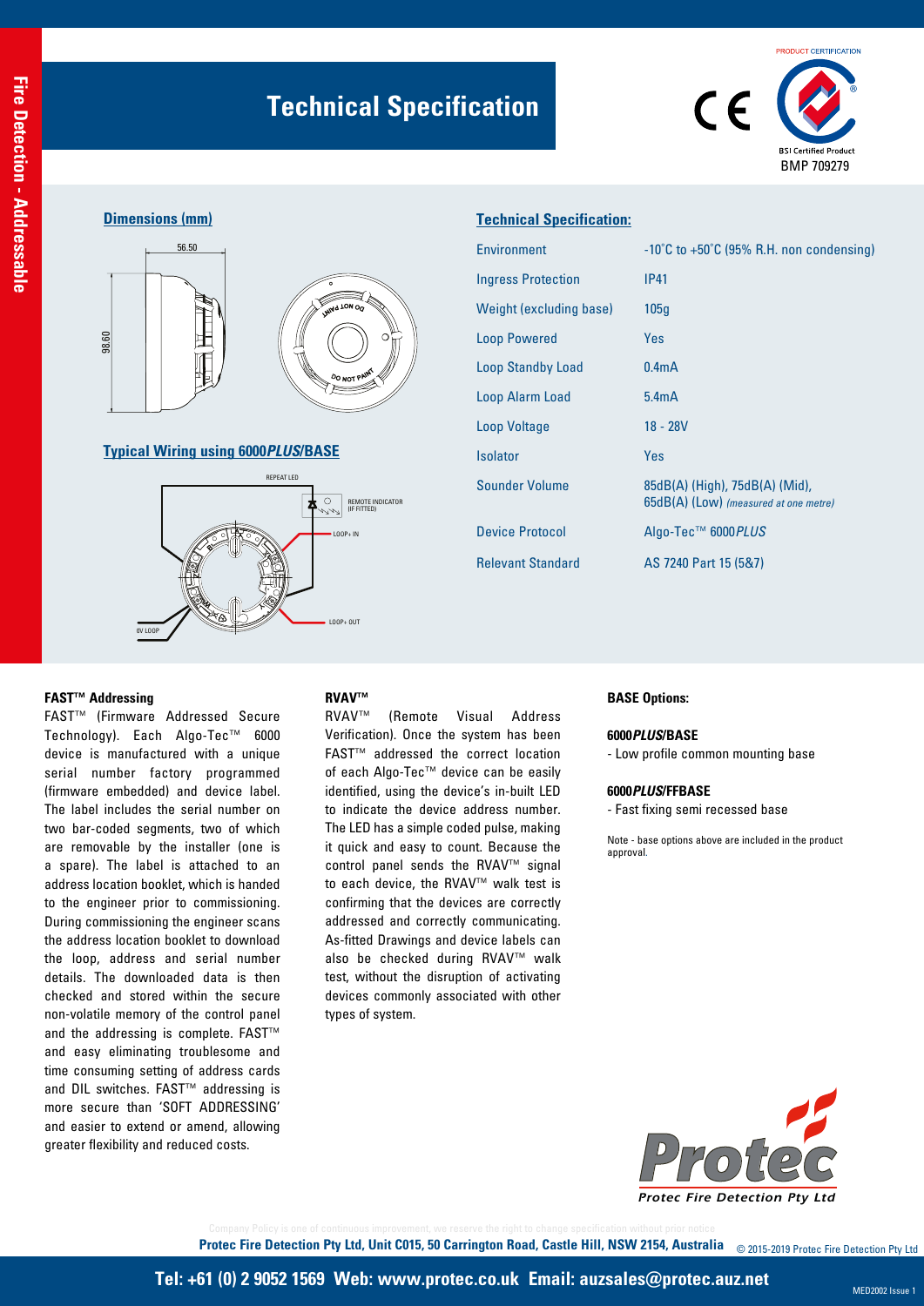# Technical Specification

BMP 709279

## Dimensions (mm)

56.50

98.60

DO NOT PAINT

DO NOT PAINT

## Typical Wiring using 6000*PLUS*/BASE

REPEAT LED

REMOTE INDICATOR (IF FITTED)

LOOP+ IN

LOOP+ OUT

0V LOOP

## Technical Specification:

| | |
|---|---|
| Environment | -10˚C to +50˚C (95% R.H. non condensing) |
| Ingress Protection | IP41 |
| Weight (excluding base) | 105g |
| Loop Powered | Yes |
| Loop Standby Load | 0.4mA |
| Loop Alarm Load | 5.4mA |
| Loop Voltage | 18 - 28V |
| Isolator | Yes |
| Sounder Volume | 85dB(A) (High), 75dB(A) (Mid), 65dB(A) (Low) *(measured at one metre)* |
| Device Protocol | Algo-Tec™ 6000*PLUS* |
| Relevant Standard | AS 7240 Part 15 (5&7) |

**FAST™ Addressing**

FAST™ (Firmware Addressed Secure Technology). Each Algo-Tec™ 6000 device is manufactured with a unique serial number factory programmed (firmware embedded) and device label. The label includes the serial number on two bar-coded segments, two of which are removable by the installer (one is a spare). The label is attached to an address location booklet, which is handed to the engineer prior to commissioning. During commissioning the engineer scans the address location booklet to download the loop, address and serial number details. The downloaded data is then checked and stored within the secure non-volatile memory of the control panel and the addressing is complete. FAST™ and easy eliminating troublesome and time consuming setting of address cards and DIL switches. FAST™ addressing is more secure than 'SOFT ADDRESSING' and easier to extend or amend, allowing greater flexibility and reduced costs.

**RVAV™**

RVAV™ (Remote Visual Address Verification). Once the system has been FAST™ addressed the correct location of each Algo-Tec™ device can be easily identified, using the device's in-built LED to indicate the device address number. The LED has a simple coded pulse, making it quick and easy to count. Because the control panel sends the RVAV™ signal to each device, the RVAV™ walk test is confirming that the devices are correctly addressed and correctly communicating. As-fitted Drawings and device labels can also be checked during RVAV™ walk test, without the disruption of activating devices commonly associated with other types of system.

**BASE Options:**

**6000*PLUS*/BASE**

- Low profile common mounting base

**6000*PLUS*/FFBASE**

- Fast fixing semi recessed base

Note - base options above are included in the product approval.

Protec Fire Detection Pty Ltd

Company Policy is one of continuous improvement, we reserve the right to change specification without prior notice

**Protec Fire Detection Pty Ltd, Unit C015, 50 Carrington Road, Castle Hill, NSW 2154, Australia** © 2015-2019 Protec Fire Detection Pty Ltd

**Tel: +61 (0) 2 9052 1569 Web: www.protec.co.uk Email: auzsales@protec.auz.net**

MED2002 Issue 1